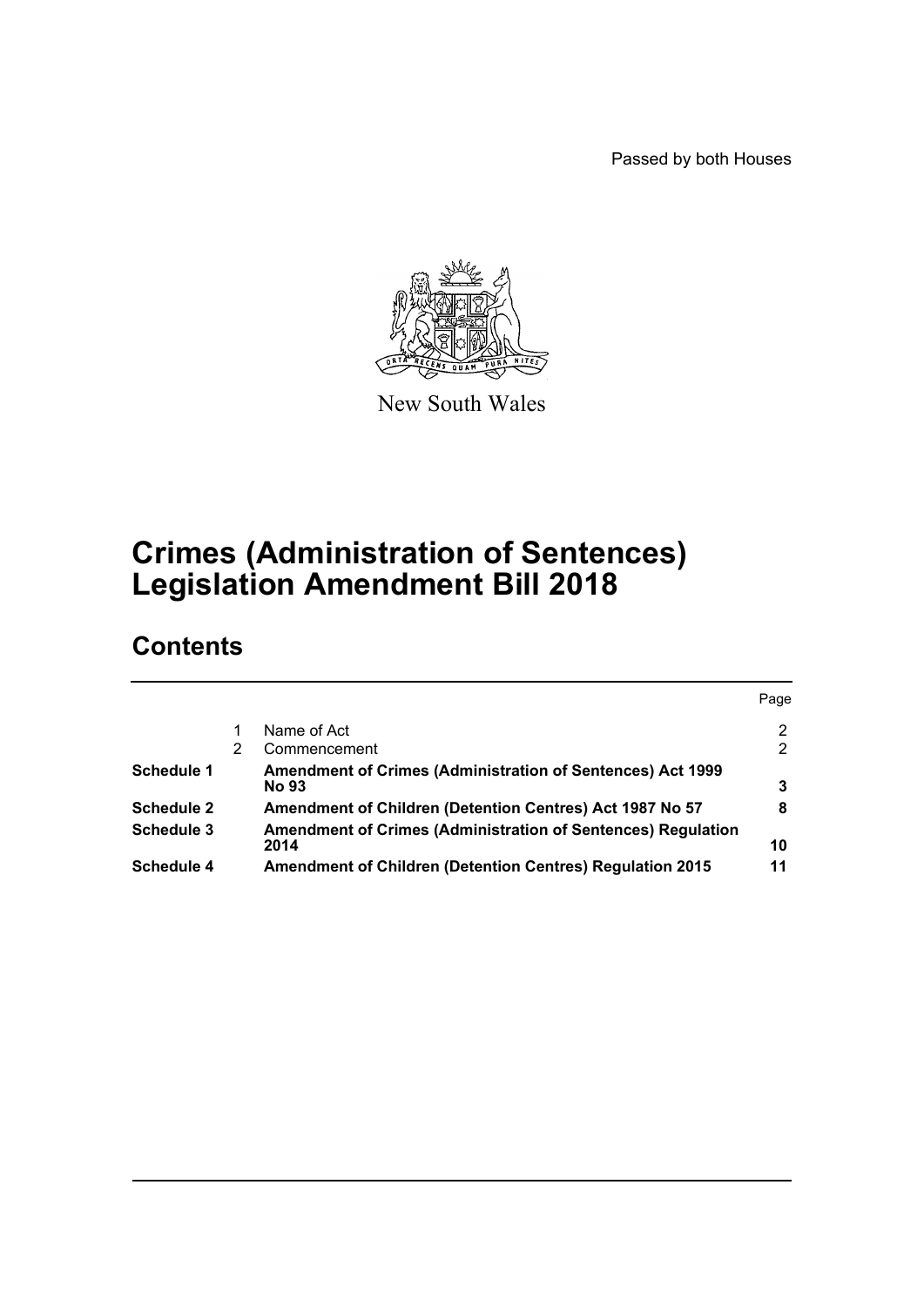Passed by both Houses

New South Wales

# Crimes (Administration of Sentences) Legislation Amendment Bill 2018

## Contents

| | | | Page |
|---|---|---|---|
| | 1 | Name of Act | 2 |
| | 2 | Commencement | 2 |
| **Schedule 1** | | **Amendment of Crimes (Administration of Sentences) Act 1999 No 93** | **3** |
| **Schedule 2** | | **Amendment of Children (Detention Centres) Act 1987 No 57** | **8** |
| **Schedule 3** | | **Amendment of Crimes (Administration of Sentences) Regulation 2014** | **10** |
| **Schedule 4** | | **Amendment of Children (Detention Centres) Regulation 2015** | **11** |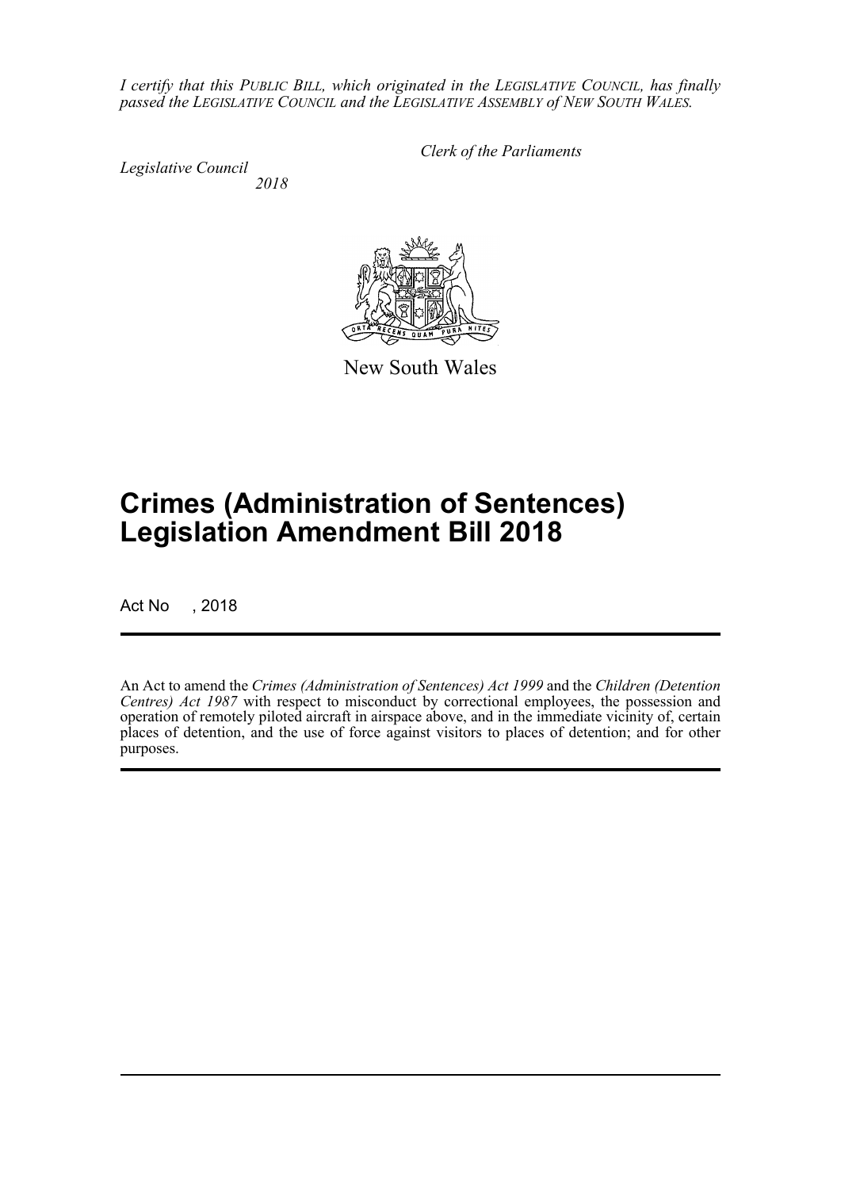*I certify that this PUBLIC BILL, which originated in the LEGISLATIVE COUNCIL, has finally passed the LEGISLATIVE COUNCIL and the LEGISLATIVE ASSEMBLY of NEW SOUTH WALES.*

*Clerk of the Parliaments*

*Legislative Council*
*2018*

New South Wales

# Crimes (Administration of Sentences) Legislation Amendment Bill 2018

Act No , 2018

An Act to amend the *Crimes (Administration of Sentences) Act 1999* and the *Children (Detention Centres) Act 1987* with respect to misconduct by correctional employees, the possession and operation of remotely piloted aircraft in airspace above, and in the immediate vicinity of, certain places of detention, and the use of force against visitors to places of detention; and for other purposes.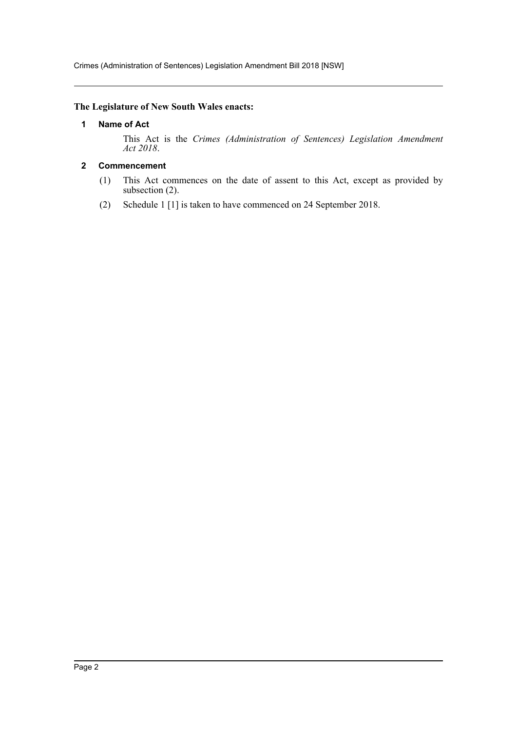**The Legislature of New South Wales enacts:**

## 1 Name of Act

This Act is the *Crimes (Administration of Sentences) Legislation Amendment Act 2018*.

## 2 Commencement

(1) This Act commences on the date of assent to this Act, except as provided by subsection (2).

(2) Schedule 1 [1] is taken to have commenced on 24 September 2018.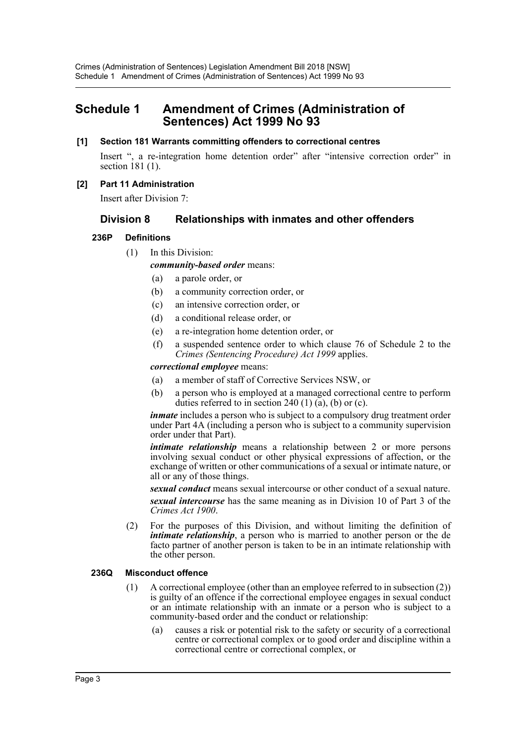# Schedule 1 Amendment of Crimes (Administration of Sentences) Act 1999 No 93

**[1] Section 181 Warrants committing offenders to correctional centres**

Insert ", a re-integration home detention order" after "intensive correction order" in section 181 (1).

**[2] Part 11 Administration**

Insert after Division 7:

## Division 8 Relationships with inmates and other offenders

### 236P Definitions

(1) In this Division:

***community-based order*** means:

- (a) a parole order, or
- (b) a community correction order, or
- (c) an intensive correction order, or
- (d) a conditional release order, or
- (e) a re-integration home detention order, or
- (f) a suspended sentence order to which clause 76 of Schedule 2 to the *Crimes (Sentencing Procedure) Act 1999* applies.

***correctional employee*** means:

- (a) a member of staff of Corrective Services NSW, or
- (b) a person who is employed at a managed correctional centre to perform duties referred to in section 240 (1) (a), (b) or (c).

***inmate*** includes a person who is subject to a compulsory drug treatment order under Part 4A (including a person who is subject to a community supervision order under that Part).

***intimate relationship*** means a relationship between 2 or more persons involving sexual conduct or other physical expressions of affection, or the exchange of written or other communications of a sexual or intimate nature, or all or any of those things.

***sexual conduct*** means sexual intercourse or other conduct of a sexual nature.

***sexual intercourse*** has the same meaning as in Division 10 of Part 3 of the *Crimes Act 1900*.

(2) For the purposes of this Division, and without limiting the definition of ***intimate relationship***, a person who is married to another person or the de facto partner of another person is taken to be in an intimate relationship with the other person.

### 236Q Misconduct offence

(1) A correctional employee (other than an employee referred to in subsection (2)) is guilty of an offence if the correctional employee engages in sexual conduct or an intimate relationship with an inmate or a person who is subject to a community-based order and the conduct or relationship:

- (a) causes a risk or potential risk to the safety or security of a correctional centre or correctional complex or to good order and discipline within a correctional centre or correctional complex, or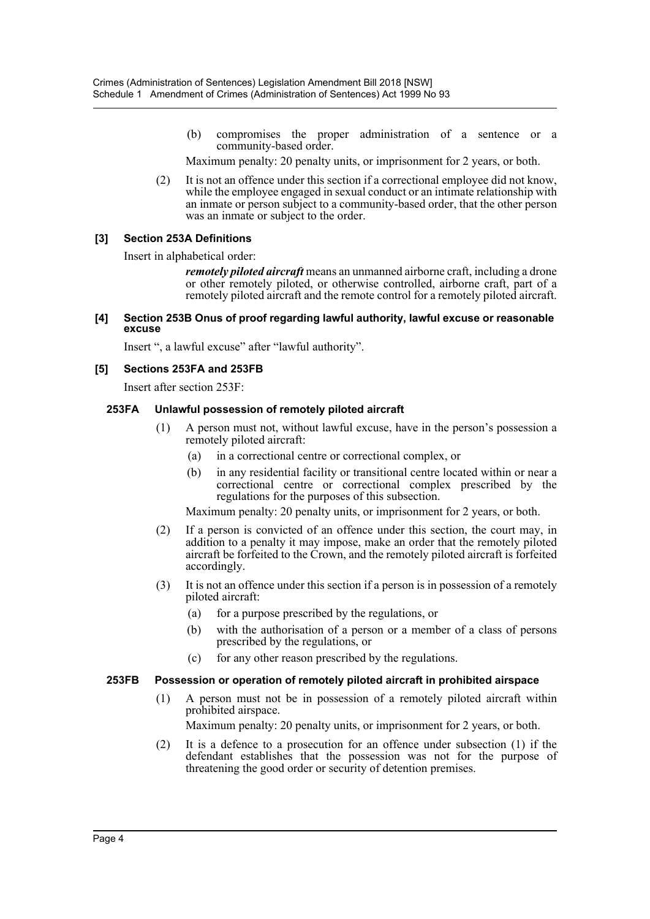(b) compromises the proper administration of a sentence or a community-based order.

Maximum penalty: 20 penalty units, or imprisonment for 2 years, or both.

(2) It is not an offence under this section if a correctional employee did not know, while the employee engaged in sexual conduct or an intimate relationship with an inmate or person subject to a community-based order, that the other person was an inmate or subject to the order.

### [3] Section 253A Definitions

Insert in alphabetical order:

> ***remotely piloted aircraft*** means an unmanned airborne craft, including a drone or other remotely piloted, or otherwise controlled, airborne craft, part of a remotely piloted aircraft and the remote control for a remotely piloted aircraft.

### [4] Section 253B Onus of proof regarding lawful authority, lawful excuse or reasonable excuse

Insert ", a lawful excuse" after "lawful authority".

### [5] Sections 253FA and 253FB

Insert after section 253F:

#### 253FA Unlawful possession of remotely piloted aircraft

(1) A person must not, without lawful excuse, have in the person's possession a remotely piloted aircraft:

- (a) in a correctional centre or correctional complex, or
- (b) in any residential facility or transitional centre located within or near a correctional centre or correctional complex prescribed by the regulations for the purposes of this subsection.

Maximum penalty: 20 penalty units, or imprisonment for 2 years, or both.

(2) If a person is convicted of an offence under this section, the court may, in addition to a penalty it may impose, make an order that the remotely piloted aircraft be forfeited to the Crown, and the remotely piloted aircraft is forfeited accordingly.

(3) It is not an offence under this section if a person is in possession of a remotely piloted aircraft:

- (a) for a purpose prescribed by the regulations, or
- (b) with the authorisation of a person or a member of a class of persons prescribed by the regulations, or
- (c) for any other reason prescribed by the regulations.

#### 253FB Possession or operation of remotely piloted aircraft in prohibited airspace

(1) A person must not be in possession of a remotely piloted aircraft within prohibited airspace.

Maximum penalty: 20 penalty units, or imprisonment for 2 years, or both.

(2) It is a defence to a prosecution for an offence under subsection (1) if the defendant establishes that the possession was not for the purpose of threatening the good order or security of detention premises.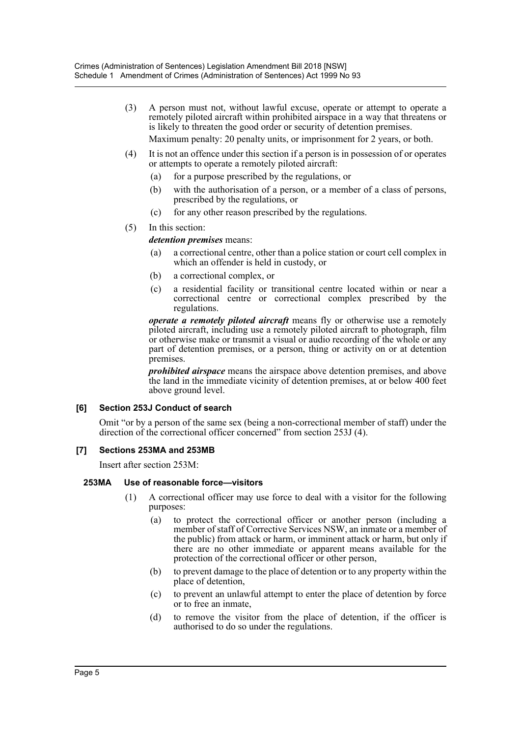(3) A person must not, without lawful excuse, operate or attempt to operate a remotely piloted aircraft within prohibited airspace in a way that threatens or is likely to threaten the good order or security of detention premises.

Maximum penalty: 20 penalty units, or imprisonment for 2 years, or both.

(4) It is not an offence under this section if a person is in possession of or operates or attempts to operate a remotely piloted aircraft:

(a) for a purpose prescribed by the regulations, or

(b) with the authorisation of a person, or a member of a class of persons, prescribed by the regulations, or

(c) for any other reason prescribed by the regulations.

(5) In this section:

***detention premises*** means:

(a) a correctional centre, other than a police station or court cell complex in which an offender is held in custody, or

(b) a correctional complex, or

(c) a residential facility or transitional centre located within or near a correctional centre or correctional complex prescribed by the regulations.

***operate a remotely piloted aircraft*** means fly or otherwise use a remotely piloted aircraft, including use a remotely piloted aircraft to photograph, film or otherwise make or transmit a visual or audio recording of the whole or any part of detention premises, or a person, thing or activity on or at detention premises.

***prohibited airspace*** means the airspace above detention premises, and above the land in the immediate vicinity of detention premises, at or below 400 feet above ground level.

#### [6] Section 253J Conduct of search

Omit "or by a person of the same sex (being a non-correctional member of staff) under the direction of the correctional officer concerned" from section 253J (4).

#### [7] Sections 253MA and 253MB

Insert after section 253M:

#### 253MA Use of reasonable force—visitors

(1) A correctional officer may use force to deal with a visitor for the following purposes:

(a) to protect the correctional officer or another person (including a member of staff of Corrective Services NSW, an inmate or a member of the public) from attack or harm, or imminent attack or harm, but only if there are no other immediate or apparent means available for the protection of the correctional officer or other person,

(b) to prevent damage to the place of detention or to any property within the place of detention,

(c) to prevent an unlawful attempt to enter the place of detention by force or to free an inmate,

(d) to remove the visitor from the place of detention, if the officer is authorised to do so under the regulations.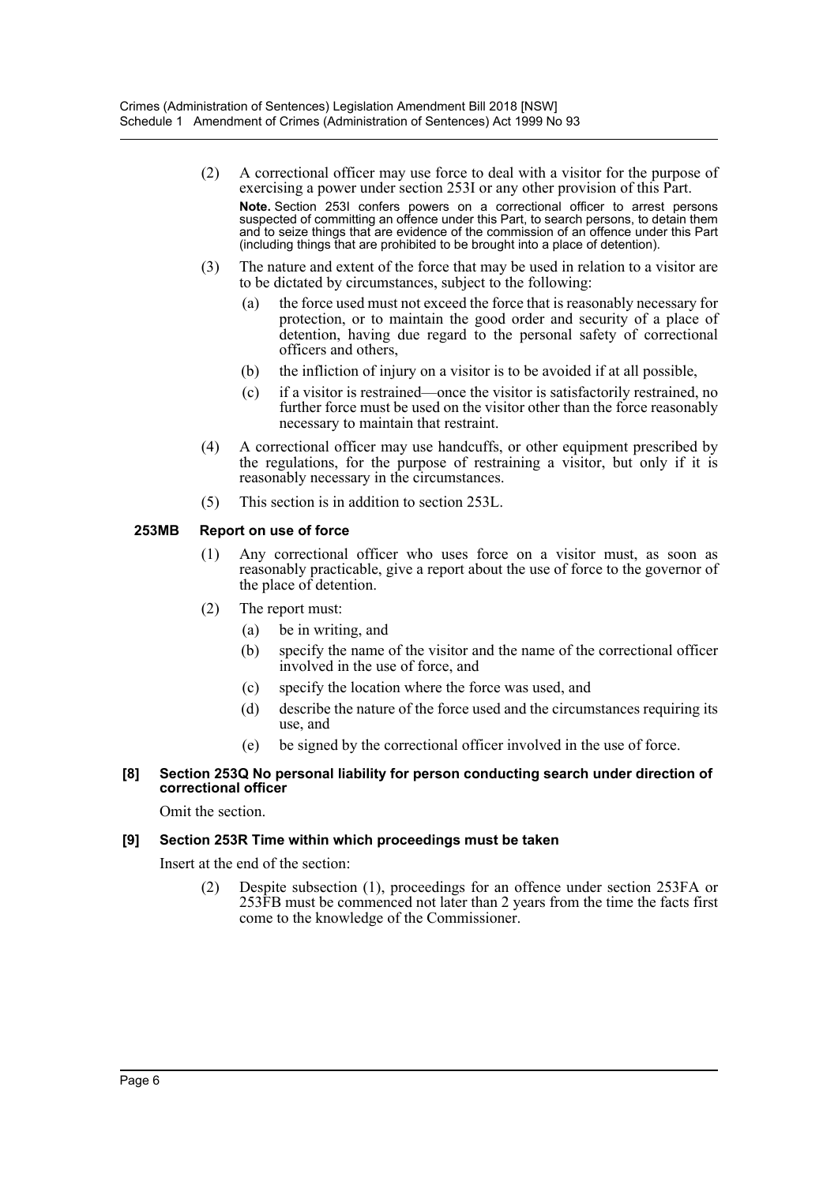(2) A correctional officer may use force to deal with a visitor for the purpose of exercising a power under section 253I or any other provision of this Part.

**Note.** Section 253I confers powers on a correctional officer to arrest persons suspected of committing an offence under this Part, to search persons, to detain them and to seize things that are evidence of the commission of an offence under this Part (including things that are prohibited to be brought into a place of detention).

(3) The nature and extent of the force that may be used in relation to a visitor are to be dictated by circumstances, subject to the following:

(a) the force used must not exceed the force that is reasonably necessary for protection, or to maintain the good order and security of a place of detention, having due regard to the personal safety of correctional officers and others,

(b) the infliction of injury on a visitor is to be avoided if at all possible,

(c) if a visitor is restrained—once the visitor is satisfactorily restrained, no further force must be used on the visitor other than the force reasonably necessary to maintain that restraint.

(4) A correctional officer may use handcuffs, or other equipment prescribed by the regulations, for the purpose of restraining a visitor, but only if it is reasonably necessary in the circumstances.

(5) This section is in addition to section 253L.

### 253MB Report on use of force

(1) Any correctional officer who uses force on a visitor must, as soon as reasonably practicable, give a report about the use of force to the governor of the place of detention.

(2) The report must:

(a) be in writing, and

(b) specify the name of the visitor and the name of the correctional officer involved in the use of force, and

(c) specify the location where the force was used, and

(d) describe the nature of the force used and the circumstances requiring its use, and

(e) be signed by the correctional officer involved in the use of force.

#### [8] Section 253Q No personal liability for person conducting search under direction of correctional officer

Omit the section.

#### [9] Section 253R Time within which proceedings must be taken

Insert at the end of the section:

(2) Despite subsection (1), proceedings for an offence under section 253FA or 253FB must be commenced not later than 2 years from the time the facts first come to the knowledge of the Commissioner.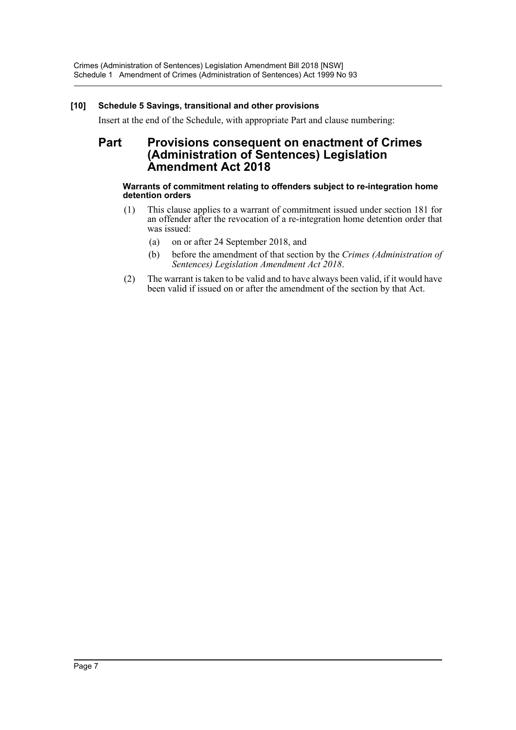**[10] Schedule 5 Savings, transitional and other provisions**

Insert at the end of the Schedule, with appropriate Part and clause numbering:

## Part Provisions consequent on enactment of Crimes (Administration of Sentences) Legislation Amendment Act 2018

#### Warrants of commitment relating to offenders subject to re-integration home detention orders

(1) This clause applies to a warrant of commitment issued under section 181 for an offender after the revocation of a re-integration home detention order that was issued:

- (a) on or after 24 September 2018, and
- (b) before the amendment of that section by the *Crimes (Administration of Sentences) Legislation Amendment Act 2018*.

(2) The warrant is taken to be valid and to have always been valid, if it would have been valid if issued on or after the amendment of the section by that Act.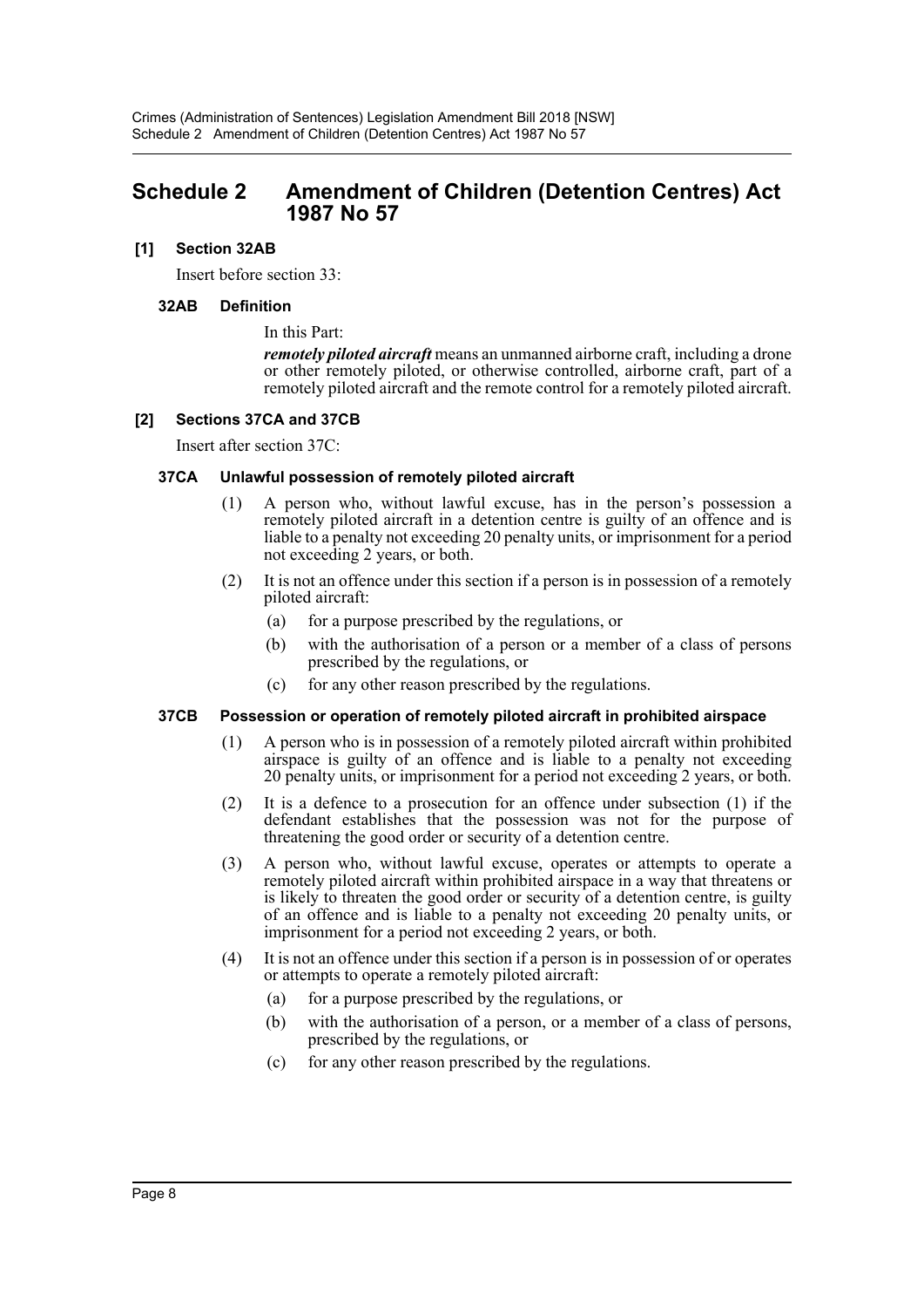# Schedule 2 Amendment of Children (Detention Centres) Act 1987 No 57

## [1] Section 32AB

Insert before section 33:

### 32AB Definition

In this Part:

***remotely piloted aircraft*** means an unmanned airborne craft, including a drone or other remotely piloted, or otherwise controlled, airborne craft, part of a remotely piloted aircraft and the remote control for a remotely piloted aircraft.

## [2] Sections 37CA and 37CB

Insert after section 37C:

### 37CA Unlawful possession of remotely piloted aircraft

(1) A person who, without lawful excuse, has in the person's possession a remotely piloted aircraft in a detention centre is guilty of an offence and is liable to a penalty not exceeding 20 penalty units, or imprisonment for a period not exceeding 2 years, or both.

(2) It is not an offence under this section if a person is in possession of a remotely piloted aircraft:

- (a) for a purpose prescribed by the regulations, or
- (b) with the authorisation of a person or a member of a class of persons prescribed by the regulations, or
- (c) for any other reason prescribed by the regulations.

### 37CB Possession or operation of remotely piloted aircraft in prohibited airspace

(1) A person who is in possession of a remotely piloted aircraft within prohibited airspace is guilty of an offence and is liable to a penalty not exceeding 20 penalty units, or imprisonment for a period not exceeding 2 years, or both.

(2) It is a defence to a prosecution for an offence under subsection (1) if the defendant establishes that the possession was not for the purpose of threatening the good order or security of a detention centre.

(3) A person who, without lawful excuse, operates or attempts to operate a remotely piloted aircraft within prohibited airspace in a way that threatens or is likely to threaten the good order or security of a detention centre, is guilty of an offence and is liable to a penalty not exceeding 20 penalty units, or imprisonment for a period not exceeding 2 years, or both.

(4) It is not an offence under this section if a person is in possession of or operates or attempts to operate a remotely piloted aircraft:

- (a) for a purpose prescribed by the regulations, or
- (b) with the authorisation of a person, or a member of a class of persons, prescribed by the regulations, or
- (c) for any other reason prescribed by the regulations.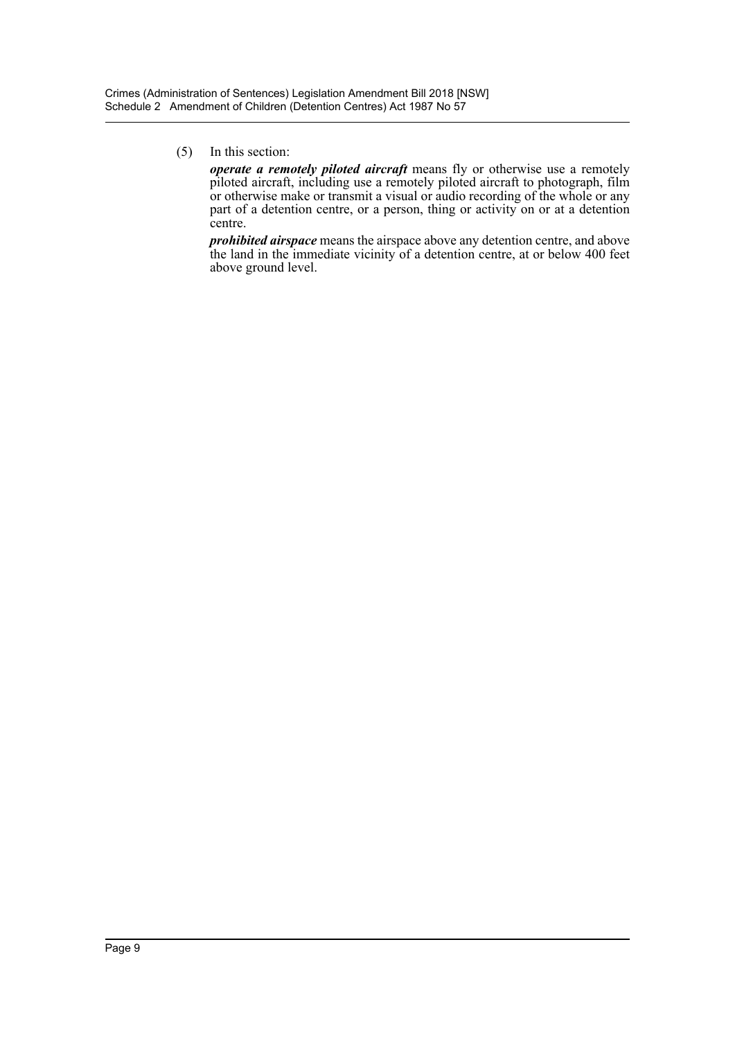(5) In this section:

***operate a remotely piloted aircraft*** means fly or otherwise use a remotely piloted aircraft, including use a remotely piloted aircraft to photograph, film or otherwise make or transmit a visual or audio recording of the whole or any part of a detention centre, or a person, thing or activity on or at a detention centre.

***prohibited airspace*** means the airspace above any detention centre, and above the land in the immediate vicinity of a detention centre, at or below 400 feet above ground level.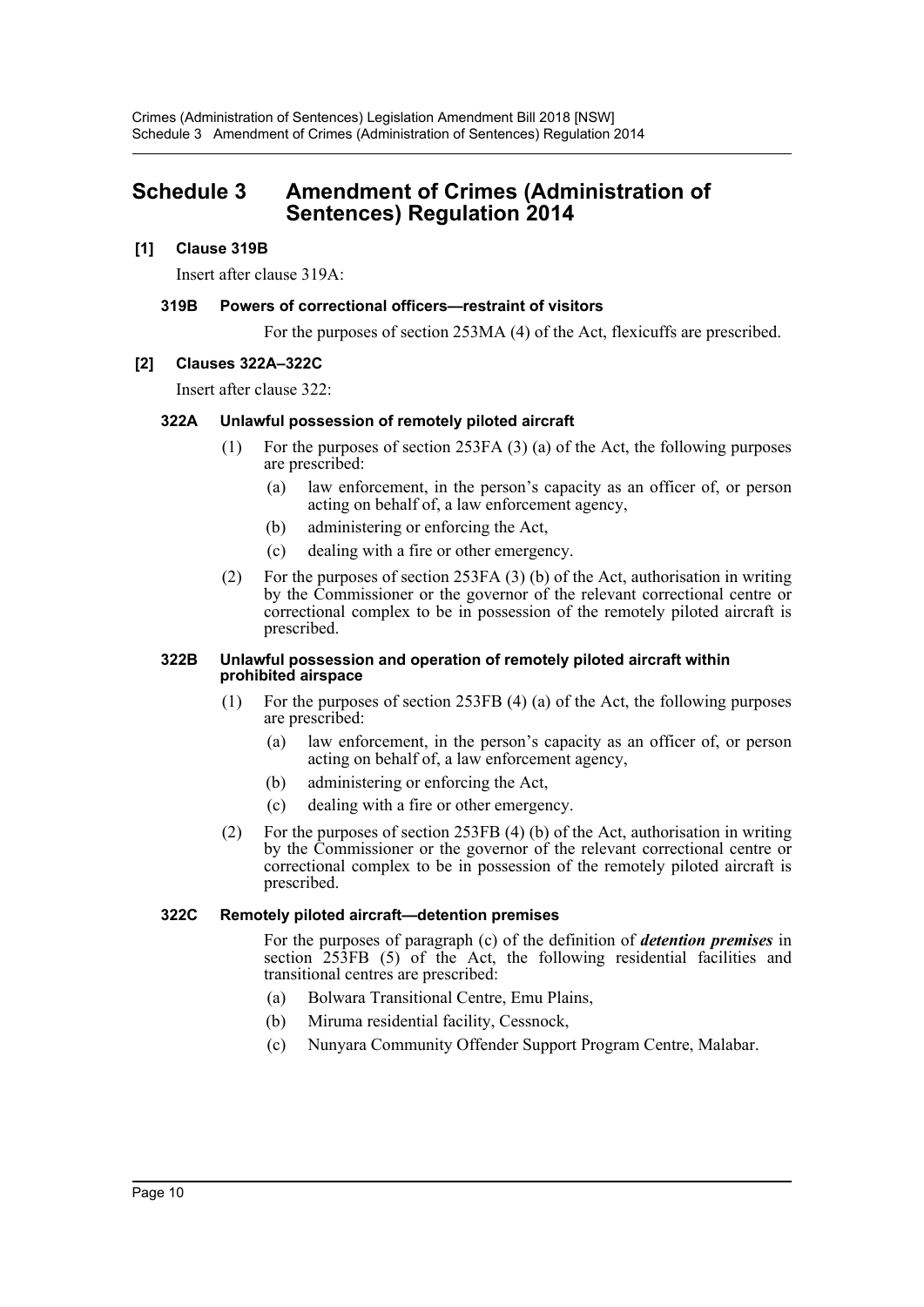# Schedule 3 Amendment of Crimes (Administration of Sentences) Regulation 2014

## [1] Clause 319B

Insert after clause 319A:

### 319B Powers of correctional officers—restraint of visitors

For the purposes of section 253MA (4) of the Act, flexicuffs are prescribed.

## [2] Clauses 322A–322C

Insert after clause 322:

### 322A Unlawful possession of remotely piloted aircraft

(1) For the purposes of section 253FA (3) (a) of the Act, the following purposes are prescribed:

- (a) law enforcement, in the person's capacity as an officer of, or person acting on behalf of, a law enforcement agency,
- (b) administering or enforcing the Act,
- (c) dealing with a fire or other emergency.

(2) For the purposes of section 253FA (3) (b) of the Act, authorisation in writing by the Commissioner or the governor of the relevant correctional centre or correctional complex to be in possession of the remotely piloted aircraft is prescribed.

### 322B Unlawful possession and operation of remotely piloted aircraft within prohibited airspace

(1) For the purposes of section 253FB (4) (a) of the Act, the following purposes are prescribed:

- (a) law enforcement, in the person's capacity as an officer of, or person acting on behalf of, a law enforcement agency,
- (b) administering or enforcing the Act,
- (c) dealing with a fire or other emergency.

(2) For the purposes of section 253FB (4) (b) of the Act, authorisation in writing by the Commissioner or the governor of the relevant correctional centre or correctional complex to be in possession of the remotely piloted aircraft is prescribed.

### 322C Remotely piloted aircraft—detention premises

For the purposes of paragraph (c) of the definition of ***detention premises*** in section 253FB (5) of the Act, the following residential facilities and transitional centres are prescribed:

- (a) Bolwara Transitional Centre, Emu Plains,
- (b) Miruma residential facility, Cessnock,
- (c) Nunyara Community Offender Support Program Centre, Malabar.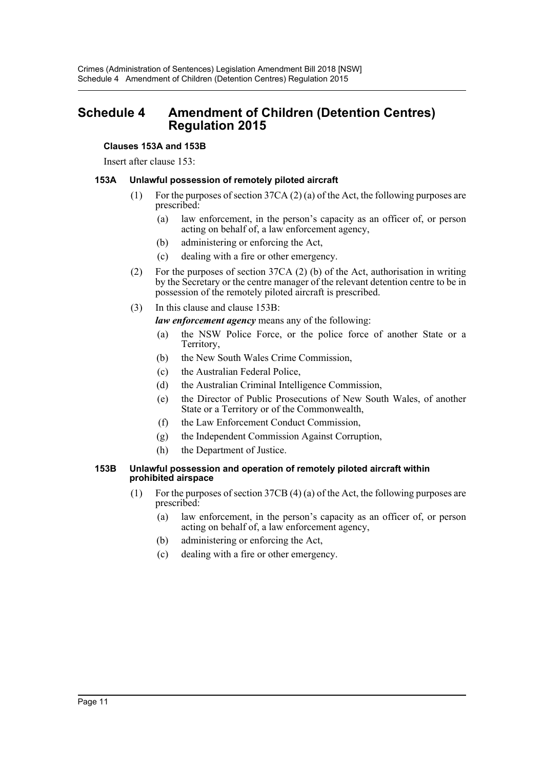# Schedule 4 Amendment of Children (Detention Centres) Regulation 2015

**Clauses 153A and 153B**

Insert after clause 153:

#### 153A Unlawful possession of remotely piloted aircraft

(1) For the purposes of section 37CA (2) (a) of the Act, the following purposes are prescribed:

(a) law enforcement, in the person's capacity as an officer of, or person acting on behalf of, a law enforcement agency,

(b) administering or enforcing the Act,

(c) dealing with a fire or other emergency.

(2) For the purposes of section 37CA (2) (b) of the Act, authorisation in writing by the Secretary or the centre manager of the relevant detention centre to be in possession of the remotely piloted aircraft is prescribed.

(3) In this clause and clause 153B:

***law enforcement agency*** means any of the following:

(a) the NSW Police Force, or the police force of another State or a Territory,

(b) the New South Wales Crime Commission,

(c) the Australian Federal Police,

(d) the Australian Criminal Intelligence Commission,

(e) the Director of Public Prosecutions of New South Wales, of another State or a Territory or of the Commonwealth,

(f) the Law Enforcement Conduct Commission,

(g) the Independent Commission Against Corruption,

(h) the Department of Justice.

#### 153B Unlawful possession and operation of remotely piloted aircraft within prohibited airspace

(1) For the purposes of section 37CB (4) (a) of the Act, the following purposes are prescribed:

(a) law enforcement, in the person's capacity as an officer of, or person acting on behalf of, a law enforcement agency,

(b) administering or enforcing the Act,

(c) dealing with a fire or other emergency.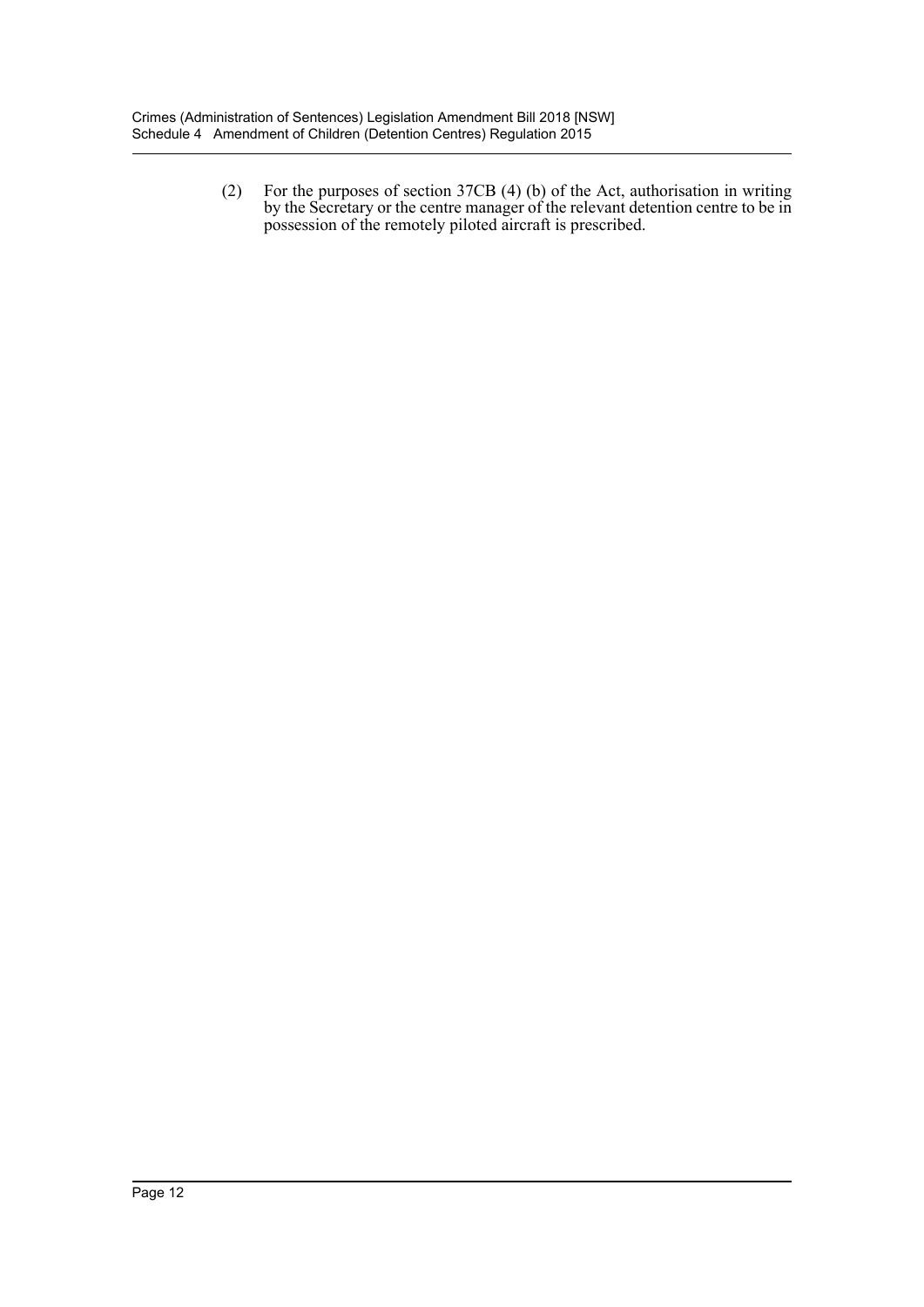(2) For the purposes of section 37CB (4) (b) of the Act, authorisation in writing by the Secretary or the centre manager of the relevant detention centre to be in possession of the remotely piloted aircraft is prescribed.